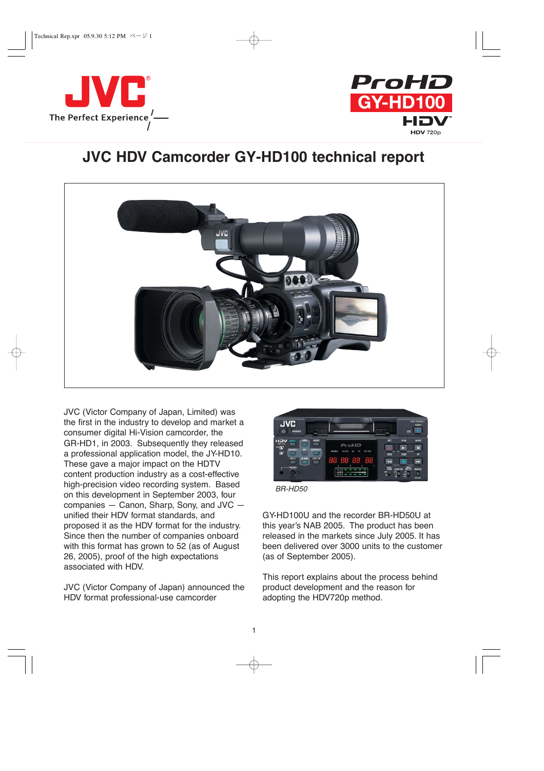JVC The Perfect Experience

ProHD GY-HD100 HDV HDV 720p

# JVC HDV Camcorder GY-HD100 technical report

BR-HD50

JVC (Victor Company of Japan, Limited) was the first in the industry to develop and market a consumer digital Hi-Vision camcorder, the GR-HD1, in 2003. Subsequently they released a professional application model, the JY-HD10. These gave a major impact on the HDTV content production industry as a cost-effective high-precision video recording system. Based on this development in September 2003, four companies — Canon, Sharp, Sony, and JVC — unified their HDV format standards, and proposed it as the HDV format for the industry. Since then the number of companies onboard with this format has grown to 52 (as of August 26, 2005), proof of the high expectations associated with HDV.

JVC (Victor Company of Japan) announced the HDV format professional-use camcorder GY-HD100U and the recorder BR-HD50U at this year's NAB 2005. The product has been released in the markets since July 2005. It has been delivered over 3000 units to the customer (as of September 2005).

This report explains about the process behind product development and the reason for adopting the HDV720p method.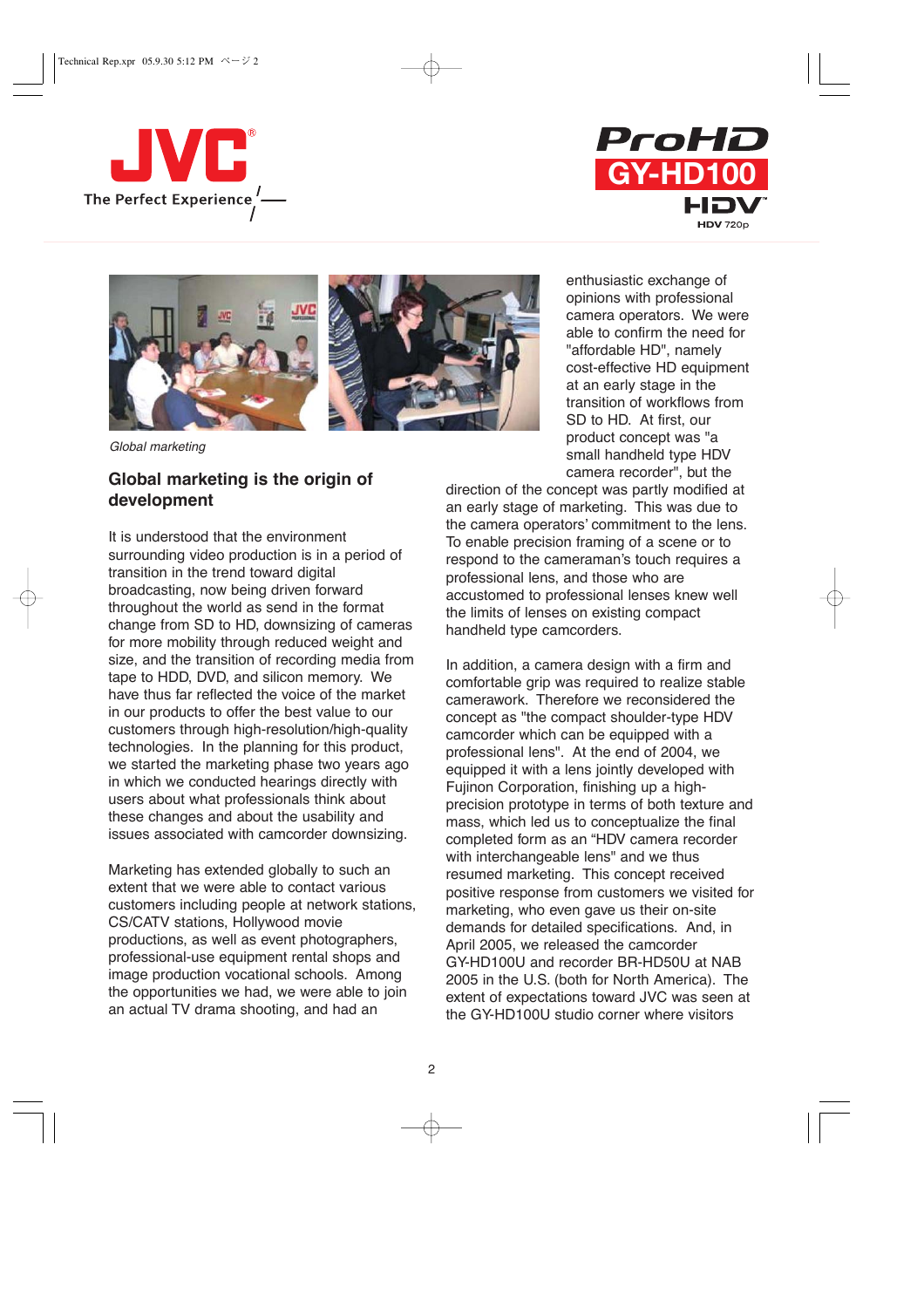*Global marketing*

## Global marketing is the origin of development

It is understood that the environment surrounding video production is in a period of transition in the trend toward digital broadcasting, now being driven forward throughout the world as send in the format change from SD to HD, downsizing of cameras for more mobility through reduced weight and size, and the transition of recording media from tape to HDD, DVD, and silicon memory. We have thus far reflected the voice of the market in our products to offer the best value to our customers through high-resolution/high-quality technologies. In the planning for this product, we started the marketing phase two years ago in which we conducted hearings directly with users about what professionals think about these changes and about the usability and issues associated with camcorder downsizing.

Marketing has extended globally to such an extent that we were able to contact various customers including people at network stations, CS/CATV stations, Hollywood movie productions, as well as event photographers, professional-use equipment rental shops and image production vocational schools. Among the opportunities we had, we were able to join an actual TV drama shooting, and had an enthusiastic exchange of opinions with professional camera operators. We were able to confirm the need for "affordable HD", namely cost-effective HD equipment at an early stage in the transition of workflows from SD to HD. At first, our product concept was "a small handheld type HDV camera recorder", but the direction of the concept was partly modified at an early stage of marketing. This was due to the camera operators' commitment to the lens. To enable precision framing of a scene or to respond to the cameraman's touch requires a professional lens, and those who are accustomed to professional lenses knew well the limits of lenses on existing compact handheld type camcorders.

In addition, a camera design with a firm and comfortable grip was required to realize stable camerawork. Therefore we reconsidered the concept as "the compact shoulder-type HDV camcorder which can be equipped with a professional lens". At the end of 2004, we equipped it with a lens jointly developed with Fujinon Corporation, finishing up a high-precision prototype in terms of both texture and mass, which led us to conceptualize the final completed form as an "HDV camera recorder with interchangeable lens" and we thus resumed marketing. This concept received positive response from customers we visited for marketing, who even gave us their on-site demands for detailed specifications. And, in April 2005, we released the camcorder GY-HD100U and recorder BR-HD50U at NAB 2005 in the U.S. (both for North America). The extent of expectations toward JVC was seen at the GY-HD100U studio corner where visitors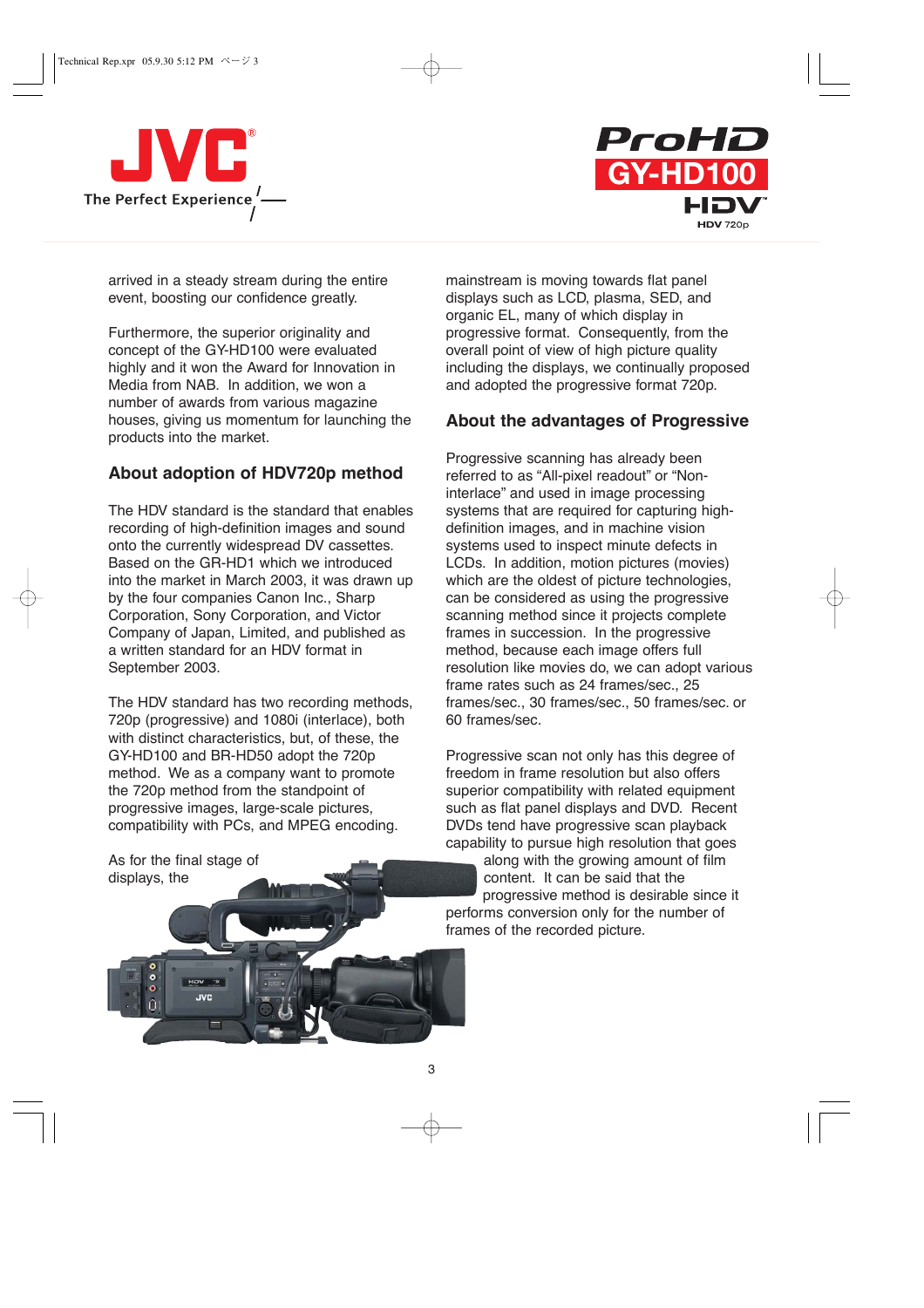arrived in a steady stream during the entire event, boosting our confidence greatly.

Furthermore, the superior originality and concept of the GY-HD100 were evaluated highly and it won the Award for Innovation in Media from NAB. In addition, we won a number of awards from various magazine houses, giving us momentum for launching the products into the market.

## About adoption of HDV720p method

The HDV standard is the standard that enables recording of high-definition images and sound onto the currently widespread DV cassettes. Based on the GR-HD1 which we introduced into the market in March 2003, it was drawn up by the four companies Canon Inc., Sharp Corporation, Sony Corporation, and Victor Company of Japan, Limited, and published as a written standard for an HDV format in September 2003.

The HDV standard has two recording methods, 720p (progressive) and 1080i (interlace), both with distinct characteristics, but, of these, the GY-HD100 and BR-HD50 adopt the 720p method. We as a company want to promote the 720p method from the standpoint of progressive images, large-scale pictures, compatibility with PCs, and MPEG encoding.

As for the final stage of displays, the mainstream is moving towards flat panel displays such as LCD, plasma, SED, and organic EL, many of which display in progressive format. Consequently, from the overall point of view of high picture quality including the displays, we continually proposed and adopted the progressive format 720p.

## About the advantages of Progressive

Progressive scanning has already been referred to as "All-pixel readout" or "Non-interlace" and used in image processing systems that are required for capturing high-definition images, and in machine vision systems used to inspect minute defects in LCDs. In addition, motion pictures (movies) which are the oldest of picture technologies, can be considered as using the progressive scanning method since it projects complete frames in succession. In the progressive method, because each image offers full resolution like movies do, we can adopt various frame rates such as 24 frames/sec., 25 frames/sec., 30 frames/sec., 50 frames/sec. or 60 frames/sec.

Progressive scan not only has this degree of freedom in frame resolution but also offers superior compatibility with related equipment such as flat panel displays and DVD. Recent DVDs tend have progressive scan playback capability to pursue high resolution that goes along with the growing amount of film content. It can be said that the progressive method is desirable since it performs conversion only for the number of frames of the recorded picture.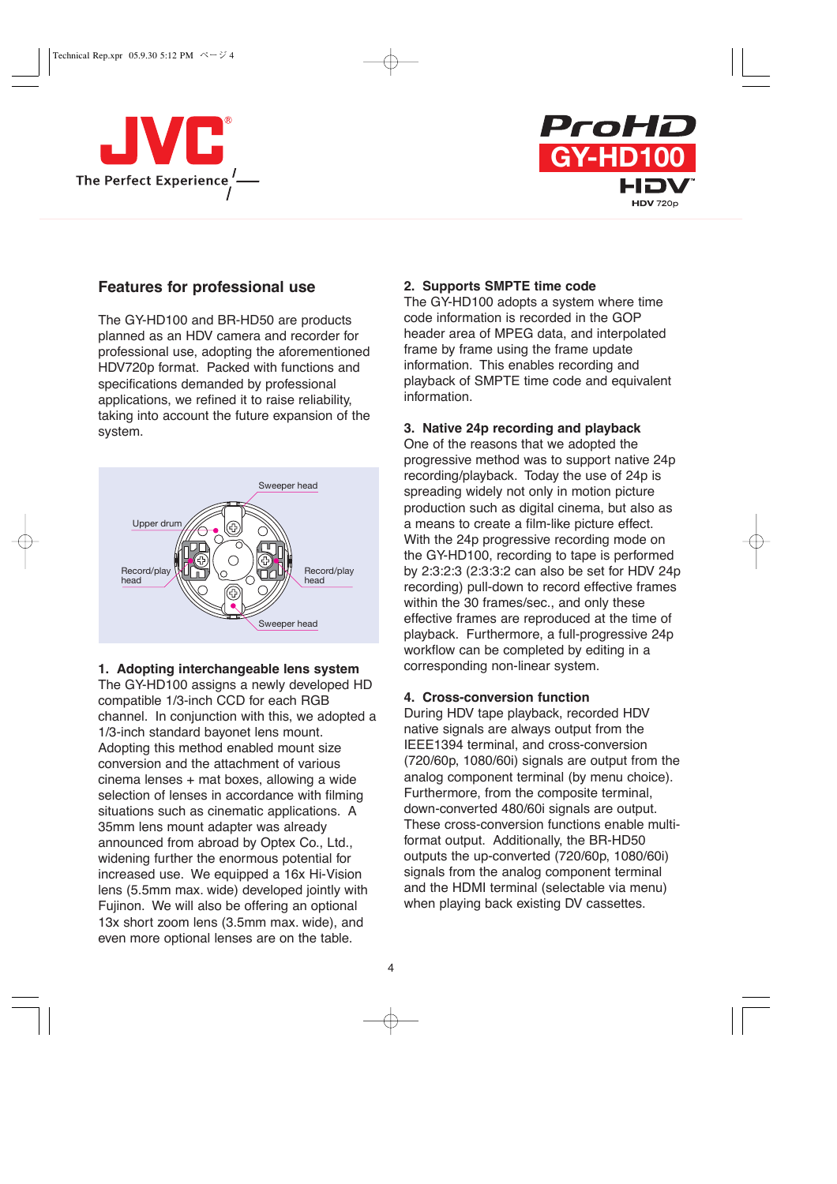## Features for professional use

The GY-HD100 and BR-HD50 are products planned as an HDV camera and recorder for professional use, adopting the aforementioned HDV720p format. Packed with functions and specifications demanded by professional applications, we refined it to raise reliability, taking into account the future expansion of the system.

Sweeper head

Upper drum

Record/play head

Record/play head

Sweeper head

### 1. Adopting interchangeable lens system

The GY-HD100 assigns a newly developed HD compatible 1/3-inch CCD for each RGB channel. In conjunction with this, we adopted a 1/3-inch standard bayonet lens mount. Adopting this method enabled mount size conversion and the attachment of various cinema lenses + mat boxes, allowing a wide selection of lenses in accordance with filming situations such as cinematic applications. A 35mm lens mount adapter was already announced from abroad by Optex Co., Ltd., widening further the enormous potential for increased use. We equipped a 16x Hi-Vision lens (5.5mm max. wide) developed jointly with Fujinon. We will also be offering an optional 13x short zoom lens (3.5mm max. wide), and even more optional lenses are on the table.

### 2. Supports SMPTE time code

The GY-HD100 adopts a system where time code information is recorded in the GOP header area of MPEG data, and interpolated frame by frame using the frame update information. This enables recording and playback of SMPTE time code and equivalent information.

### 3. Native 24p recording and playback

One of the reasons that we adopted the progressive method was to support native 24p recording/playback. Today the use of 24p is spreading widely not only in motion picture production such as digital cinema, but also as a means to create a film-like picture effect. With the 24p progressive recording mode on the GY-HD100, recording to tape is performed by 2:3:2:3 (2:3:3:2 can also be set for HDV 24p recording) pull-down to record effective frames within the 30 frames/sec., and only these effective frames are reproduced at the time of playback. Furthermore, a full-progressive 24p workflow can be completed by editing in a corresponding non-linear system.

### 4. Cross-conversion function

During HDV tape playback, recorded HDV native signals are always output from the IEEE1394 terminal, and cross-conversion (720/60p, 1080/60i) signals are output from the analog component terminal (by menu choice). Furthermore, from the composite terminal, down-converted 480/60i signals are output. These cross-conversion functions enable multi-format output. Additionally, the BR-HD50 outputs the up-converted (720/60p, 1080/60i) signals from the analog component terminal and the HDMI terminal (selectable via menu) when playing back existing DV cassettes.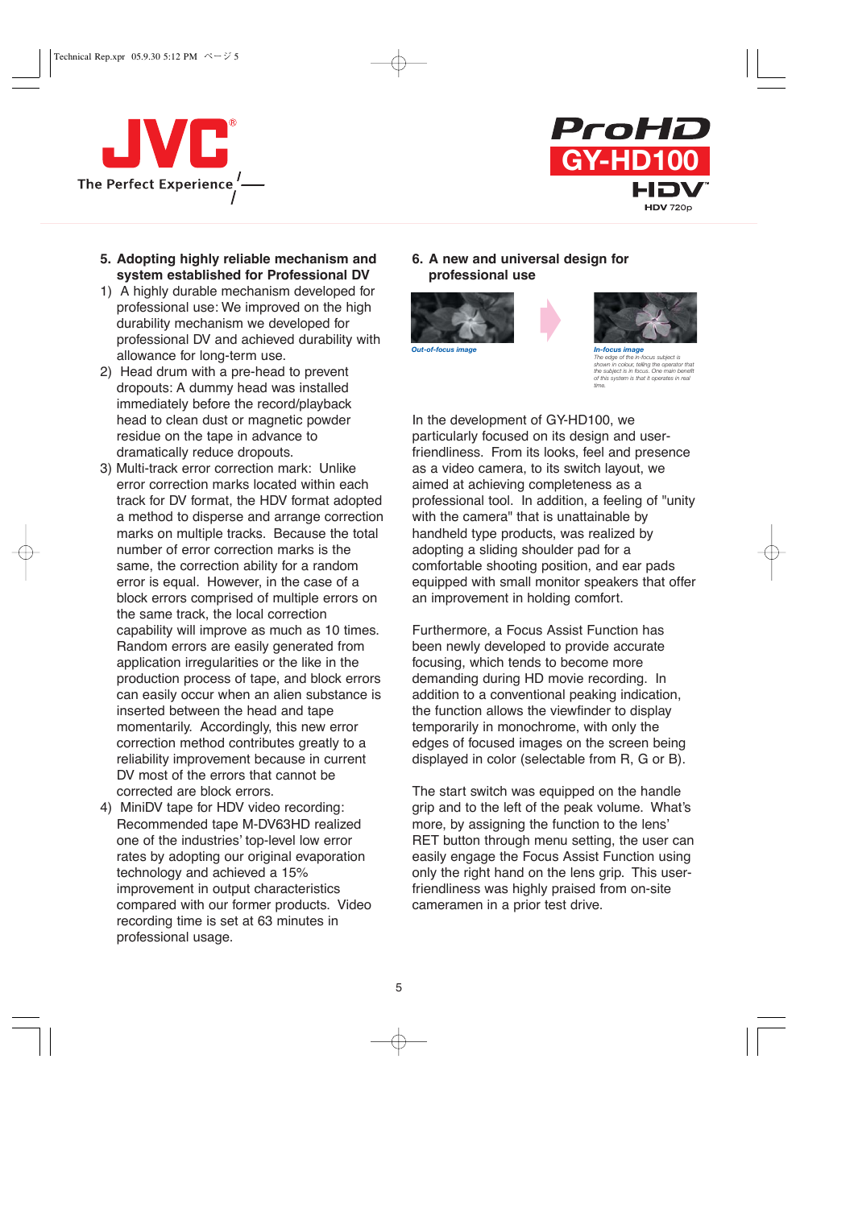## 5. Adopting highly reliable mechanism and system established for Professional DV

1) A highly durable mechanism developed for professional use: We improved on the high durability mechanism we developed for professional DV and achieved durability with allowance for long-term use.

2) Head drum with a pre-head to prevent dropouts: A dummy head was installed immediately before the record/playback head to clean dust or magnetic powder residue on the tape in advance to dramatically reduce dropouts.

3) Multi-track error correction mark: Unlike error correction marks located within each track for DV format, the HDV format adopted a method to disperse and arrange correction marks on multiple tracks. Because the total number of error correction marks is the same, the correction ability for a random error is equal. However, in the case of a block errors comprised of multiple errors on the same track, the local correction capability will improve as much as 10 times. Random errors are easily generated from application irregularities or the like in the production process of tape, and block errors can easily occur when an alien substance is inserted between the head and tape momentarily. Accordingly, this new error correction method contributes greatly to a reliability improvement because in current DV most of the errors that cannot be corrected are block errors.

4) MiniDV tape for HDV video recording: Recommended tape M-DV63HD realized one of the industries' top-level low error rates by adopting our original evaporation technology and achieved a 15% improvement in output characteristics compared with our former products. Video recording time is set at 63 minutes in professional usage.

## 6. A new and universal design for professional use

*Out-of-focus image*

*In-focus image*

*The edge of the in-focus subject is shown in colour, telling the operator that the subject is in focus. One main benefit of this system is that it operates in real time.*

In the development of GY-HD100, we particularly focused on its design and user-friendliness. From its looks, feel and presence as a video camera, to its switch layout, we aimed at achieving completeness as a professional tool. In addition, a feeling of "unity with the camera" that is unattainable by handheld type products, was realized by adopting a sliding shoulder pad for a comfortable shooting position, and ear pads equipped with small monitor speakers that offer an improvement in holding comfort.

Furthermore, a Focus Assist Function has been newly developed to provide accurate focusing, which tends to become more demanding during HD movie recording. In addition to a conventional peaking indication, the function allows the viewfinder to display temporarily in monochrome, with only the edges of focused images on the screen being displayed in color (selectable from R, G or B).

The start switch was equipped on the handle grip and to the left of the peak volume. What's more, by assigning the function to the lens' RET button through menu setting, the user can easily engage the Focus Assist Function using only the right hand on the lens grip. This user-friendliness was highly praised from on-site cameramen in a prior test drive.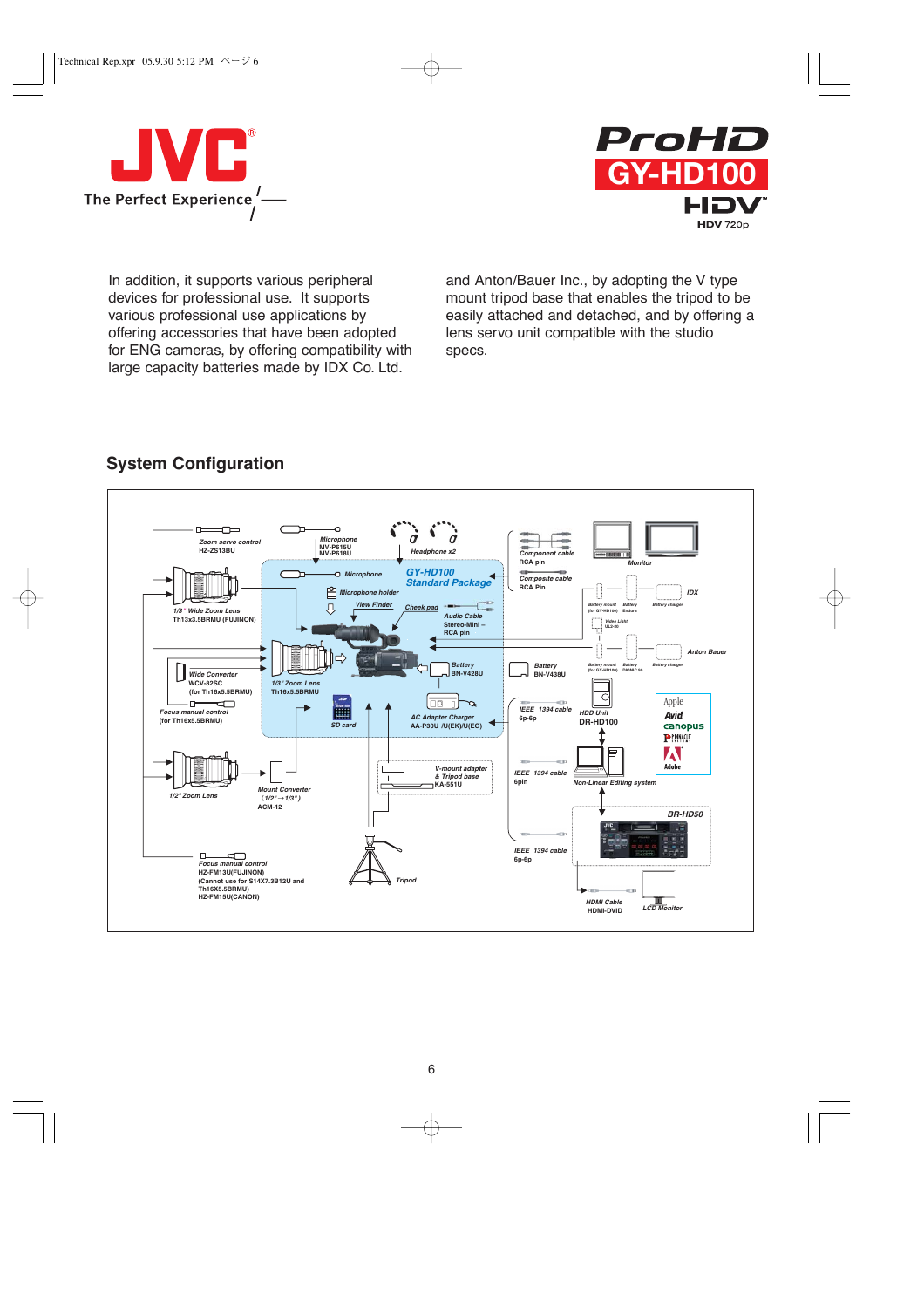In addition, it supports various peripheral devices for professional use. It supports various professional use applications by offering accessories that have been adopted for ENG cameras, by offering compatibility with large capacity batteries made by IDX Co. Ltd. and Anton/Bauer Inc., by adopting the V type mount tripod base that enables the tripod to be easily attached and detached, and by offering a lens servo unit compatible with the studio specs.

## System Configuration

Zoom servo control
HZ-ZS13BU

Microphone
MV-P615U
MV-P618U

Headphone x2

Component cable
RCA pin

Composite cable
RCA Pin

Monitor

IDX

Anton Bauer

1/3" Wide Zoom Lens
Th13x3.5BRMU (FUJINON)

GY-HD100
Standard Package

Microphone

Microphone holder

View Finder

Cheek pad

Audio Cable
Stereo-Mini – RCA pin

Battery
BN-V428U

Battery
BN-V438U

Wide Converter
WCV-82SC
(for Th16x5.5BRMU)

1/3" Zoom Lens
Th16x5.5BRMU

Focus manual control
(for Th16x5.5BRMU)

SD card

AC Adapter Charger
AA-P30U /U(EK)/U(EG)

IEEE 1394 cable
6p-6p

HDD Unit
DR-HD100

Apple
Avid
canopus
Pinnacle
Adobe

IEEE 1394 cable
6pin

Non-Linear Editing system

1/2" Zoom Lens

Mount Converter
(1/2"→1/3")
ACM-12

V-mount adapter & Tripod base
KA-551U

BR-HD50

IEEE 1394 cable
6p-6p

Focus manual control
HZ-FM13U(FUJINON)
(Cannot use for S14X7.3B12U and Th16X5.5BRMU)
HZ-FM15U(CANON)

Tripod

HDMI Cable
HDMI-DVID

LCD Monitor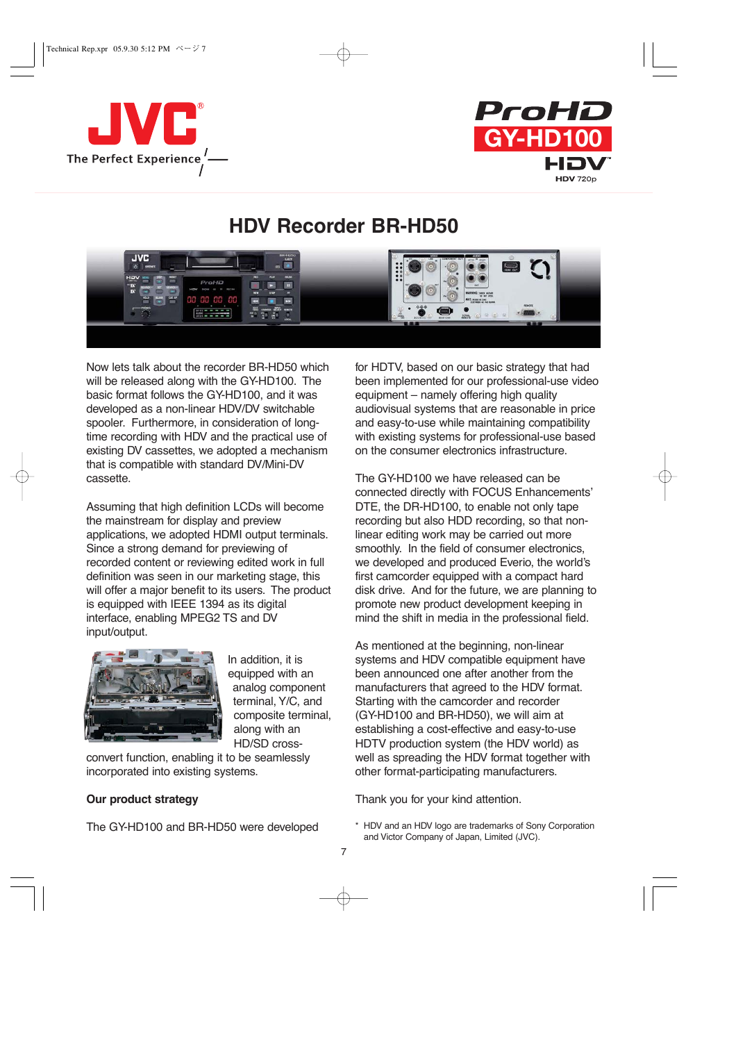# HDV Recorder BR-HD50

Now lets talk about the recorder BR-HD50 which will be released along with the GY-HD100. The basic format follows the GY-HD100, and it was developed as a non-linear HDV/DV switchable spooler. Furthermore, in consideration of long-time recording with HDV and the practical use of existing DV cassettes, we adopted a mechanism that is compatible with standard DV/Mini-DV cassette.

Assuming that high definition LCDs will become the mainstream for display and preview applications, we adopted HDMI output terminals. Since a strong demand for previewing of recorded content or reviewing edited work in full definition was seen in our marketing stage, this will offer a major benefit to its users. The product is equipped with IEEE 1394 as its digital interface, enabling MPEG2 TS and DV input/output.

In addition, it is equipped with an analog component terminal, Y/C, and composite terminal, along with an HD/SD cross-convert function, enabling it to be seamlessly incorporated into existing systems.

**Our product strategy**

The GY-HD100 and BR-HD50 were developed for HDTV, based on our basic strategy that had been implemented for our professional-use video equipment – namely offering high quality audiovisual systems that are reasonable in price and easy-to-use while maintaining compatibility with existing systems for professional-use based on the consumer electronics infrastructure.

The GY-HD100 we have released can be connected directly with FOCUS Enhancements' DTE, the DR-HD100, to enable not only tape recording but also HDD recording, so that non-linear editing work may be carried out more smoothly. In the field of consumer electronics, we developed and produced Everio, the world's first camcorder equipped with a compact hard disk drive. And for the future, we are planning to promote new product development keeping in mind the shift in media in the professional field.

As mentioned at the beginning, non-linear systems and HDV compatible equipment have been announced one after another from the manufacturers that agreed to the HDV format. Starting with the camcorder and recorder (GY-HD100 and BR-HD50), we will aim at establishing a cost-effective and easy-to-use HDTV production system (the HDV world) as well as spreading the HDV format together with other format-participating manufacturers.

Thank you for your kind attention.

\* HDV and an HDV logo are trademarks of Sony Corporation and Victor Company of Japan, Limited (JVC).